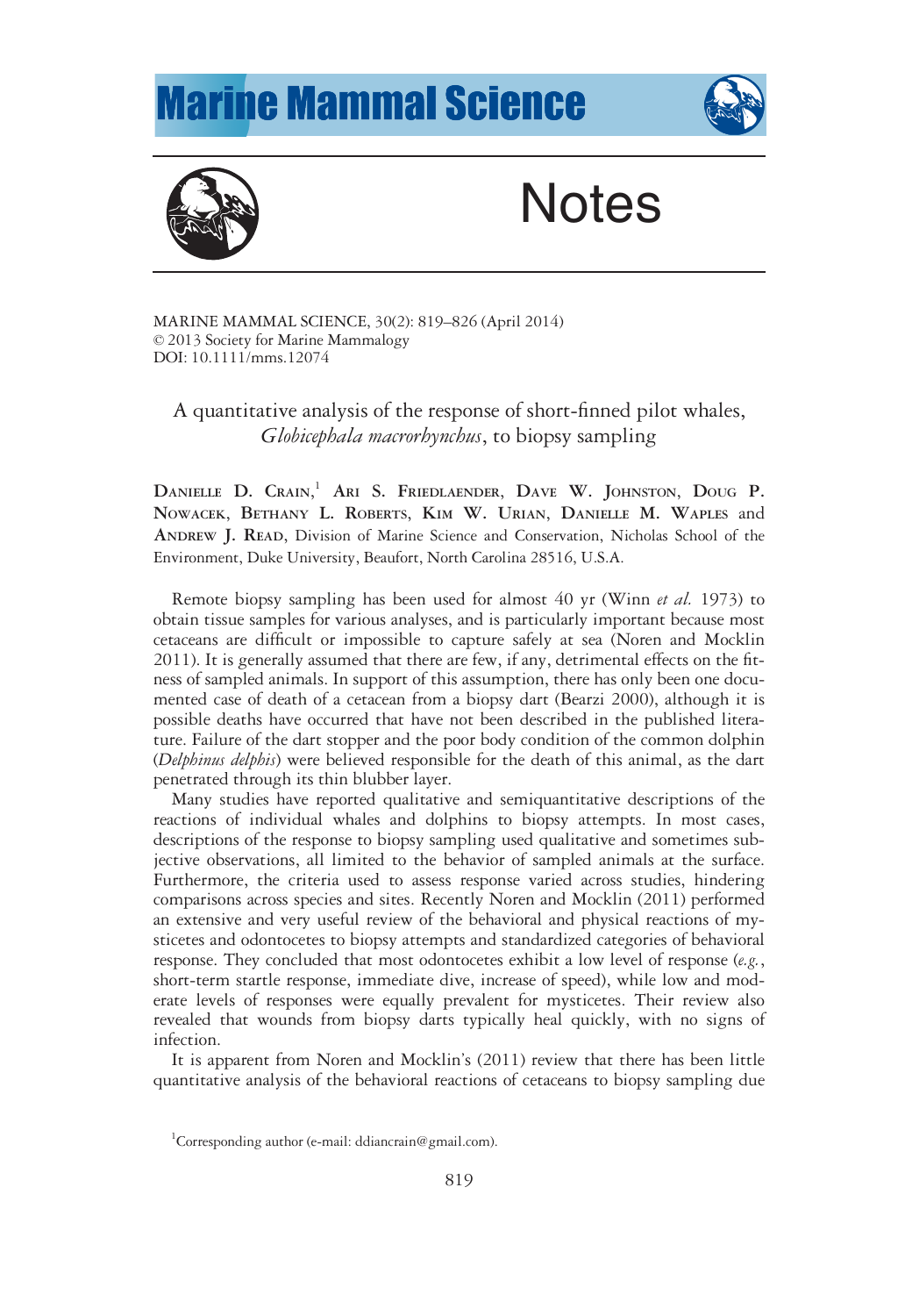# Notes

MARINE MAMMAL SCIENCE, 30(2): 819–826 (April 2014)
© 2013 Society for Marine Mammalogy
DOI: 10.1111/mms.12074

## A quantitative analysis of the response of short-finned pilot whales, *Globicephala macrorhynchus*, to biopsy sampling

DANIELLE D. CRAIN,[1] ARI S. FRIEDLAENDER, DAVE W. JOHNSTON, DOUG P. NOWACEK, BETHANY L. ROBERTS, KIM W. URIAN, DANIELLE M. WAPLES and ANDREW J. READ, Division of Marine Science and Conservation, Nicholas School of the Environment, Duke University, Beaufort, North Carolina 28516, U.S.A.

Remote biopsy sampling has been used for almost 40 yr (Winn *et al.* 1973) to obtain tissue samples for various analyses, and is particularly important because most cetaceans are difficult or impossible to capture safely at sea (Noren and Mocklin 2011). It is generally assumed that there are few, if any, detrimental effects on the fitness of sampled animals. In support of this assumption, there has only been one documented case of death of a cetacean from a biopsy dart (Bearzi 2000), although it is possible deaths have occurred that have not been described in the published literature. Failure of the dart stopper and the poor body condition of the common dolphin (*Delphinus delphis*) were believed responsible for the death of this animal, as the dart penetrated through its thin blubber layer.

Many studies have reported qualitative and semiquantitative descriptions of the reactions of individual whales and dolphins to biopsy attempts. In most cases, descriptions of the response to biopsy sampling used qualitative and sometimes subjective observations, all limited to the behavior of sampled animals at the surface. Furthermore, the criteria used to assess response varied across studies, hindering comparisons across species and sites. Recently Noren and Mocklin (2011) performed an extensive and very useful review of the behavioral and physical reactions of mysticetes and odontocetes to biopsy attempts and standardized categories of behavioral response. They concluded that most odontocetes exhibit a low level of response (*e.g.*, short-term startle response, immediate dive, increase of speed), while low and moderate levels of responses were equally prevalent for mysticetes. Their review also revealed that wounds from biopsy darts typically heal quickly, with no signs of infection.

It is apparent from Noren and Mocklin's (2011) review that there has been little quantitative analysis of the behavioral reactions of cetaceans to biopsy sampling due

[1]Corresponding author (e-mail: ddiancrain@gmail.com).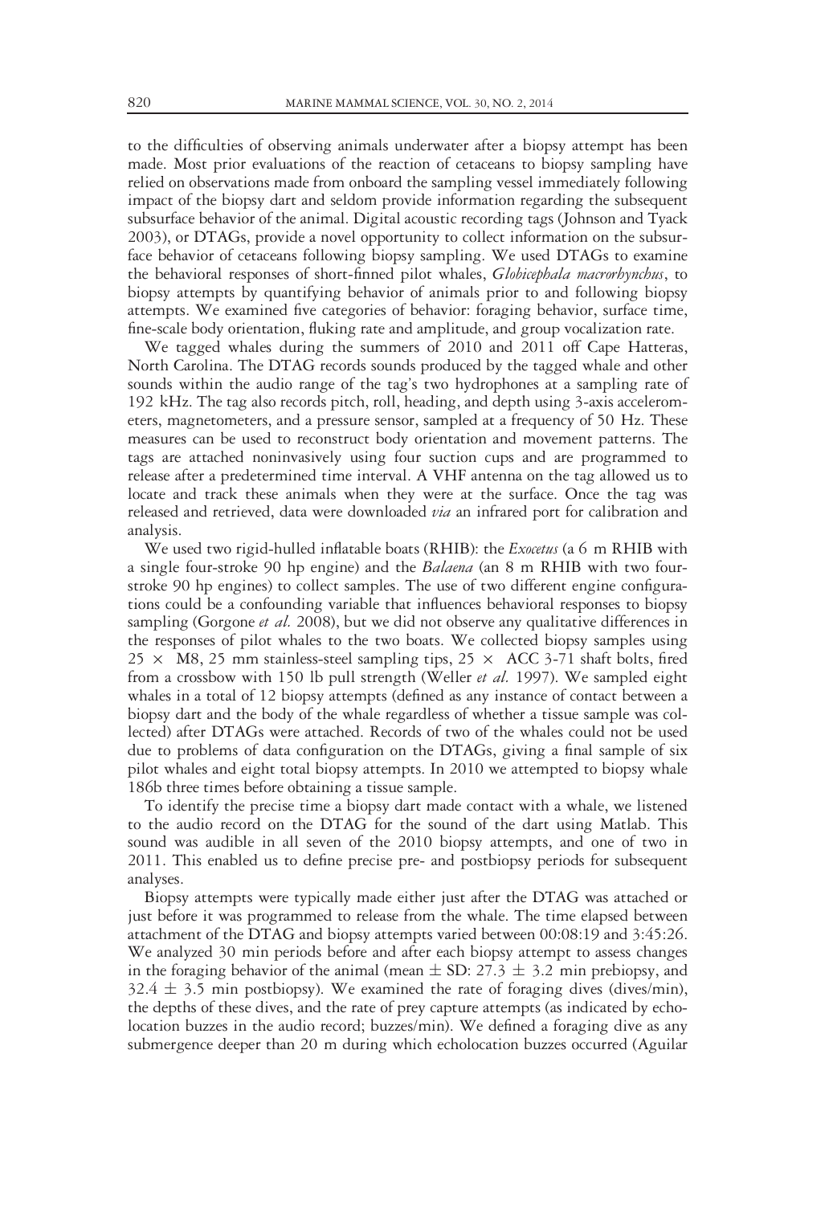to the difficulties of observing animals underwater after a biopsy attempt has been made. Most prior evaluations of the reaction of cetaceans to biopsy sampling have relied on observations made from onboard the sampling vessel immediately following impact of the biopsy dart and seldom provide information regarding the subsequent subsurface behavior of the animal. Digital acoustic recording tags (Johnson and Tyack 2003), or DTAGs, provide a novel opportunity to collect information on the subsurface behavior of cetaceans following biopsy sampling. We used DTAGs to examine the behavioral responses of short-finned pilot whales, *Globicephala macrorhynchus*, to biopsy attempts by quantifying behavior of animals prior to and following biopsy attempts. We examined five categories of behavior: foraging behavior, surface time, fine-scale body orientation, fluking rate and amplitude, and group vocalization rate.

We tagged whales during the summers of 2010 and 2011 off Cape Hatteras, North Carolina. The DTAG records sounds produced by the tagged whale and other sounds within the audio range of the tag's two hydrophones at a sampling rate of 192 kHz. The tag also records pitch, roll, heading, and depth using 3-axis accelerometers, magnetometers, and a pressure sensor, sampled at a frequency of 50 Hz. These measures can be used to reconstruct body orientation and movement patterns. The tags are attached noninvasively using four suction cups and are programmed to release after a predetermined time interval. A VHF antenna on the tag allowed us to locate and track these animals when they were at the surface. Once the tag was released and retrieved, data were downloaded *via* an infrared port for calibration and analysis.

We used two rigid-hulled inflatable boats (RHIB): the *Exocetus* (a 6 m RHIB with a single four-stroke 90 hp engine) and the *Balaena* (an 8 m RHIB with two four-stroke 90 hp engines) to collect samples. The use of two different engine configurations could be a confounding variable that influences behavioral responses to biopsy sampling (Gorgone *et al.* 2008), but we did not observe any qualitative differences in the responses of pilot whales to the two boats. We collected biopsy samples using 25 × M8, 25 mm stainless-steel sampling tips, 25 × ACC 3-71 shaft bolts, fired from a crossbow with 150 lb pull strength (Weller *et al.* 1997). We sampled eight whales in a total of 12 biopsy attempts (defined as any instance of contact between a biopsy dart and the body of the whale regardless of whether a tissue sample was collected) after DTAGs were attached. Records of two of the whales could not be used due to problems of data configuration on the DTAGs, giving a final sample of six pilot whales and eight total biopsy attempts. In 2010 we attempted to biopsy whale 186b three times before obtaining a tissue sample.

To identify the precise time a biopsy dart made contact with a whale, we listened to the audio record on the DTAG for the sound of the dart using Matlab. This sound was audible in all seven of the 2010 biopsy attempts, and one of two in 2011. This enabled us to define precise pre- and postbiopsy periods for subsequent analyses.

Biopsy attempts were typically made either just after the DTAG was attached or just before it was programmed to release from the whale. The time elapsed between attachment of the DTAG and biopsy attempts varied between 00:08:19 and 3:45:26. We analyzed 30 min periods before and after each biopsy attempt to assess changes in the foraging behavior of the animal (mean ± SD: 27.3 ± 3.2 min prebiopsy, and 32.4 ± 3.5 min postbiopsy). We examined the rate of foraging dives (dives/min), the depths of these dives, and the rate of prey capture attempts (as indicated by echolocation buzzes in the audio record; buzzes/min). We defined a foraging dive as any submergence deeper than 20 m during which echolocation buzzes occurred (Aguilar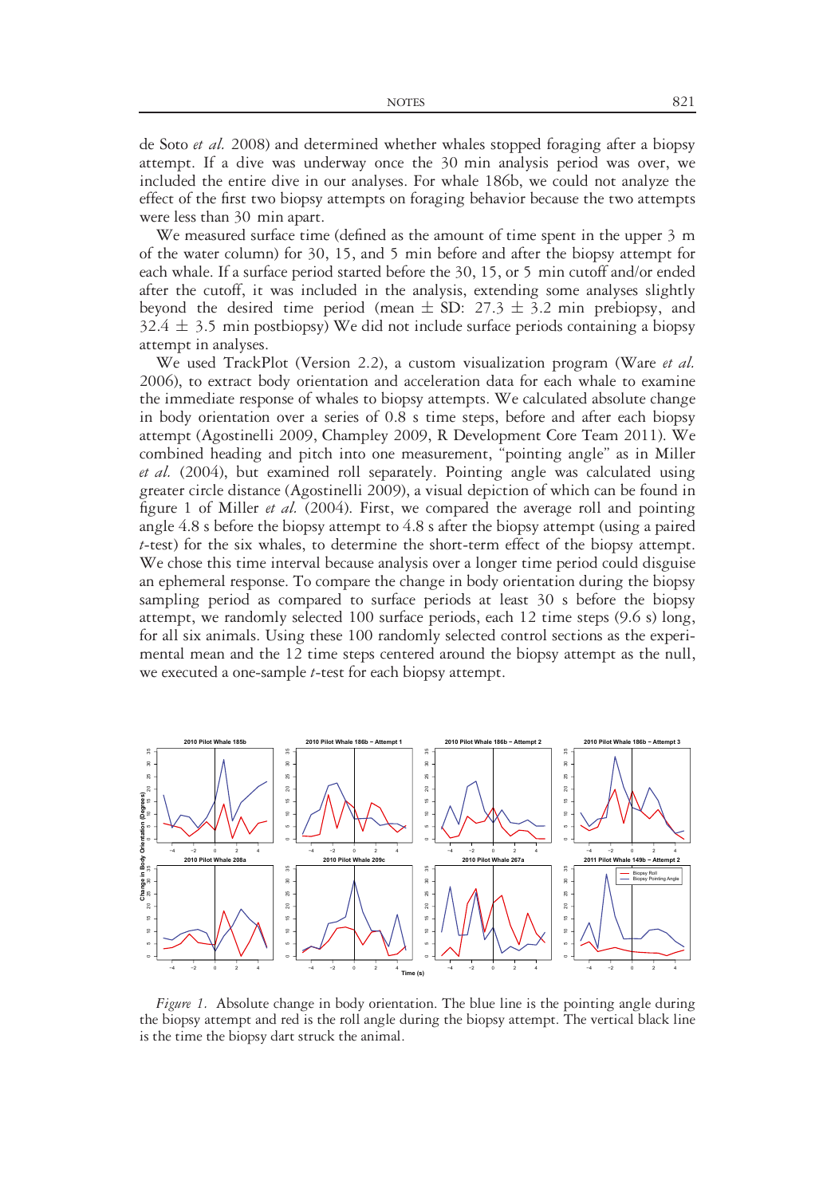de Soto *et al.* 2008) and determined whether whales stopped foraging after a biopsy attempt. If a dive was underway once the 30 min analysis period was over, we included the entire dive in our analyses. For whale 186b, we could not analyze the effect of the first two biopsy attempts on foraging behavior because the two attempts were less than 30 min apart.

We measured surface time (defined as the amount of time spent in the upper 3 m of the water column) for 30, 15, and 5 min before and after the biopsy attempt for each whale. If a surface period started before the 30, 15, or 5 min cutoff and/or ended after the cutoff, it was included in the analysis, extending some analyses slightly beyond the desired time period (mean ± SD: 27.3 ± 3.2 min prebiopsy, and 32.4 ± 3.5 min postbiopsy) We did not include surface periods containing a biopsy attempt in analyses.

We used TrackPlot (Version 2.2), a custom visualization program (Ware *et al.* 2006), to extract body orientation and acceleration data for each whale to examine the immediate response of whales to biopsy attempts. We calculated absolute change in body orientation over a series of 0.8 s time steps, before and after each biopsy attempt (Agostinelli 2009, Champley 2009, R Development Core Team 2011). We combined heading and pitch into one measurement, "pointing angle" as in Miller *et al.* (2004), but examined roll separately. Pointing angle was calculated using greater circle distance (Agostinelli 2009), a visual depiction of which can be found in figure 1 of Miller *et al.* (2004). First, we compared the average roll and pointing angle 4.8 s before the biopsy attempt to 4.8 s after the biopsy attempt (using a paired *t*-test) for the six whales, to determine the short-term effect of the biopsy attempt. We chose this time interval because analysis over a longer time period could disguise an ephemeral response. To compare the change in body orientation during the biopsy sampling period as compared to surface periods at least 30 s before the biopsy attempt, we randomly selected 100 surface periods, each 12 time steps (9.6 s) long, for all six animals. Using these 100 randomly selected control sections as the experimental mean and the 12 time steps centered around the biopsy attempt as the null, we executed a one-sample *t*-test for each biopsy attempt.

*Figure 1.* Absolute change in body orientation. The blue line is the pointing angle during the biopsy attempt and red is the roll angle during the biopsy attempt. The vertical black line is the time the biopsy dart struck the animal.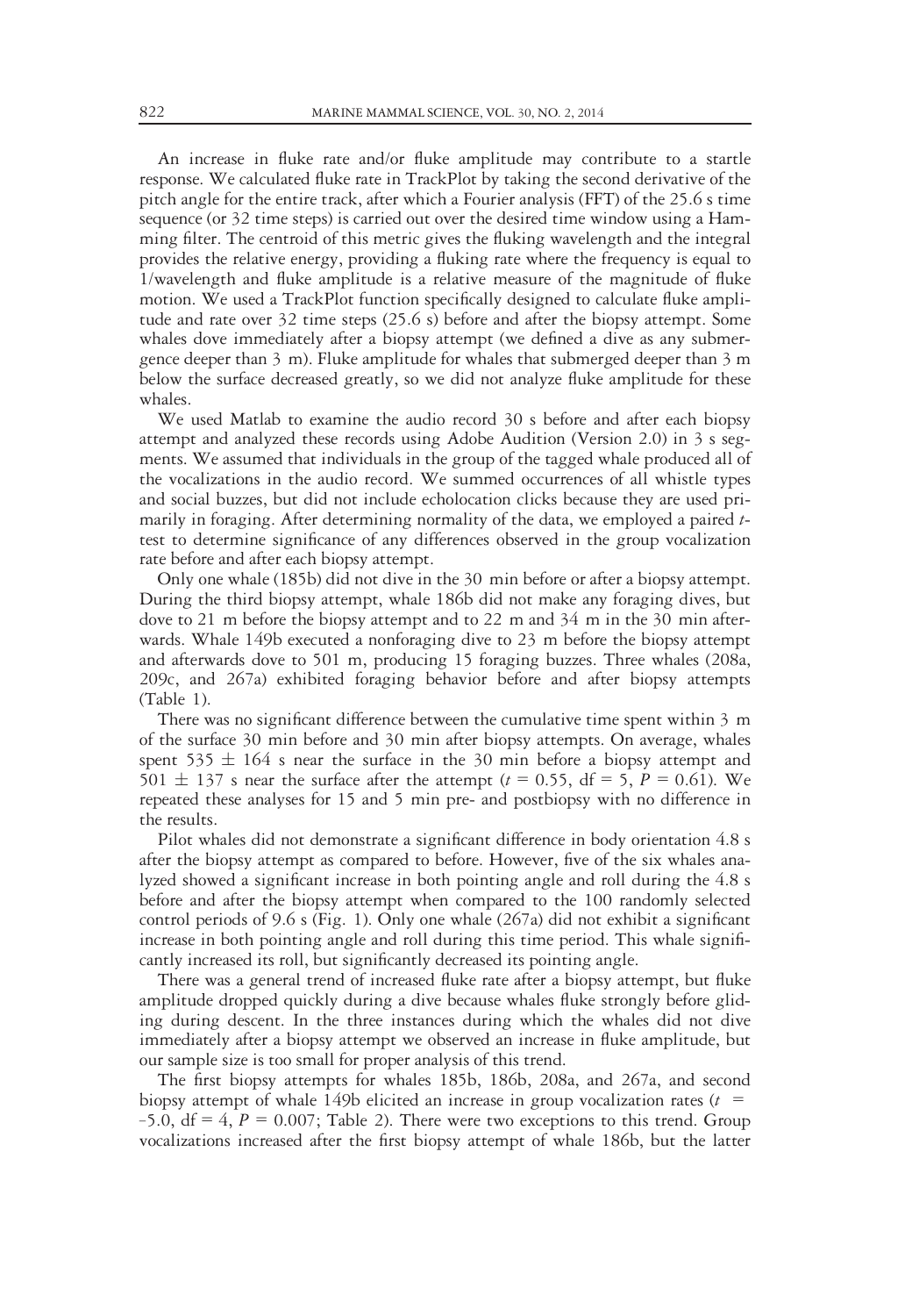An increase in fluke rate and/or fluke amplitude may contribute to a startle response. We calculated fluke rate in TrackPlot by taking the second derivative of the pitch angle for the entire track, after which a Fourier analysis (FFT) of the 25.6 s time sequence (or 32 time steps) is carried out over the desired time window using a Hamming filter. The centroid of this metric gives the fluking wavelength and the integral provides the relative energy, providing a fluking rate where the frequency is equal to 1/wavelength and fluke amplitude is a relative measure of the magnitude of fluke motion. We used a TrackPlot function specifically designed to calculate fluke amplitude and rate over 32 time steps (25.6 s) before and after the biopsy attempt. Some whales dove immediately after a biopsy attempt (we defined a dive as any submergence deeper than 3 m). Fluke amplitude for whales that submerged deeper than 3 m below the surface decreased greatly, so we did not analyze fluke amplitude for these whales.

We used Matlab to examine the audio record 30 s before and after each biopsy attempt and analyzed these records using Adobe Audition (Version 2.0) in 3 s segments. We assumed that individuals in the group of the tagged whale produced all of the vocalizations in the audio record. We summed occurrences of all whistle types and social buzzes, but did not include echolocation clicks because they are used primarily in foraging. After determining normality of the data, we employed a paired $t$-test to determine significance of any differences observed in the group vocalization rate before and after each biopsy attempt.

Only one whale (185b) did not dive in the 30 min before or after a biopsy attempt. During the third biopsy attempt, whale 186b did not make any foraging dives, but dove to 21 m before the biopsy attempt and to 22 m and 34 m in the 30 min afterwards. Whale 149b executed a nonforaging dive to 23 m before the biopsy attempt and afterwards dove to 501 m, producing 15 foraging buzzes. Three whales (208a, 209c, and 267a) exhibited foraging behavior before and after biopsy attempts (Table 1).

There was no significant difference between the cumulative time spent within 3 m of the surface 30 min before and 30 min after biopsy attempts. On average, whales spent 535 ± 164 s near the surface in the 30 min before a biopsy attempt and 501 ± 137 s near the surface after the attempt ($t$ = 0.55, df = 5, $P$ = 0.61). We repeated these analyses for 15 and 5 min pre- and postbiopsy with no difference in the results.

Pilot whales did not demonstrate a significant difference in body orientation 4.8 s after the biopsy attempt as compared to before. However, five of the six whales analyzed showed a significant increase in both pointing angle and roll during the 4.8 s before and after the biopsy attempt when compared to the 100 randomly selected control periods of 9.6 s (Fig. 1). Only one whale (267a) did not exhibit a significant increase in both pointing angle and roll during this time period. This whale significantly increased its roll, but significantly decreased its pointing angle.

There was a general trend of increased fluke rate after a biopsy attempt, but fluke amplitude dropped quickly during a dive because whales fluke strongly before gliding during descent. In the three instances during which the whales did not dive immediately after a biopsy attempt we observed an increase in fluke amplitude, but our sample size is too small for proper analysis of this trend.

The first biopsy attempts for whales 185b, 186b, 208a, and 267a, and second biopsy attempt of whale 149b elicited an increase in group vocalization rates ($t$ = –5.0, df = 4, $P$ = 0.007; Table 2). There were two exceptions to this trend. Group vocalizations increased after the first biopsy attempt of whale 186b, but the latter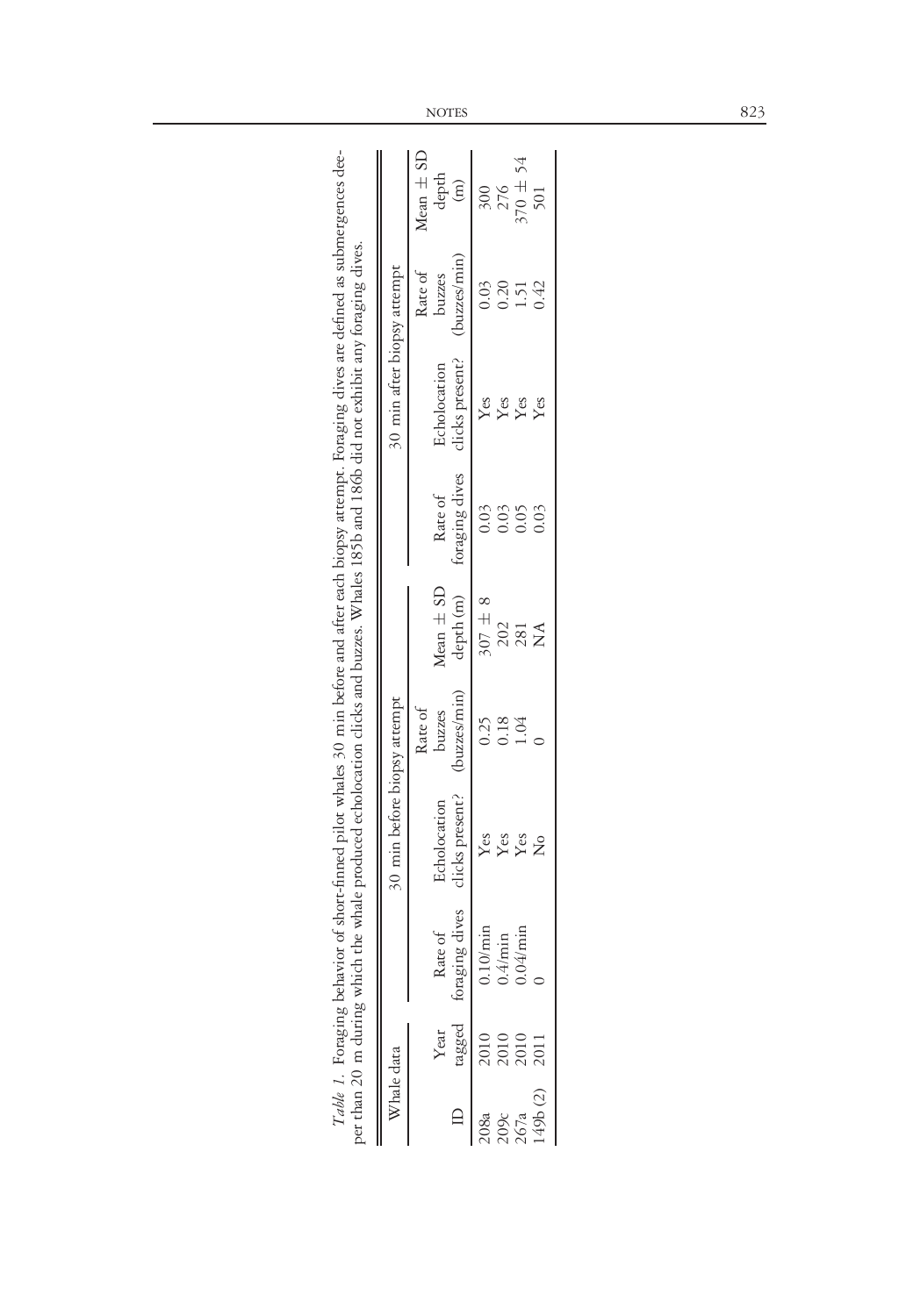*Table 1.* Foraging behavior of short-finned pilot whales 30 min before and after each biopsy attempt. Foraging dives are defined as submergences deeper than 20 m during which the whale produced echolocation clicks and buzzes. Whales 185b and 186b did not exhibit any foraging dives.

| Whale data | | 30 min before biopsy attempt | | | | 30 min after biopsy attempt | | | |
|---|---|---|---|---|---|---|---|---|---|
| ID | Year tagged | Rate of foraging dives | Echolocation clicks present? | Rate of buzzes (buzzes/min) | Mean ± SD depth (m) | Rate of foraging dives | Echolocation clicks present? | Rate of buzzes (buzzes/min) | Mean ± SD depth (m) |
| 208a | 2010 | 0.10/min | Yes | 0.25 | 307 ± 8 | 0.03 | Yes | 0.03 | 300 |
| 209c | 2010 | 0.4/min | Yes | 0.18 | 202 | 0.03 | Yes | 0.20 | 276 |
| 267a | 2010 | 0.04/min | Yes | 1.04 | 281 | 0.05 | Yes | 1.51 | 370 ± 54 |
| 149b (2) | 2011 | 0 | No | 0 | NA | 0.03 | Yes | 0.42 | 501 |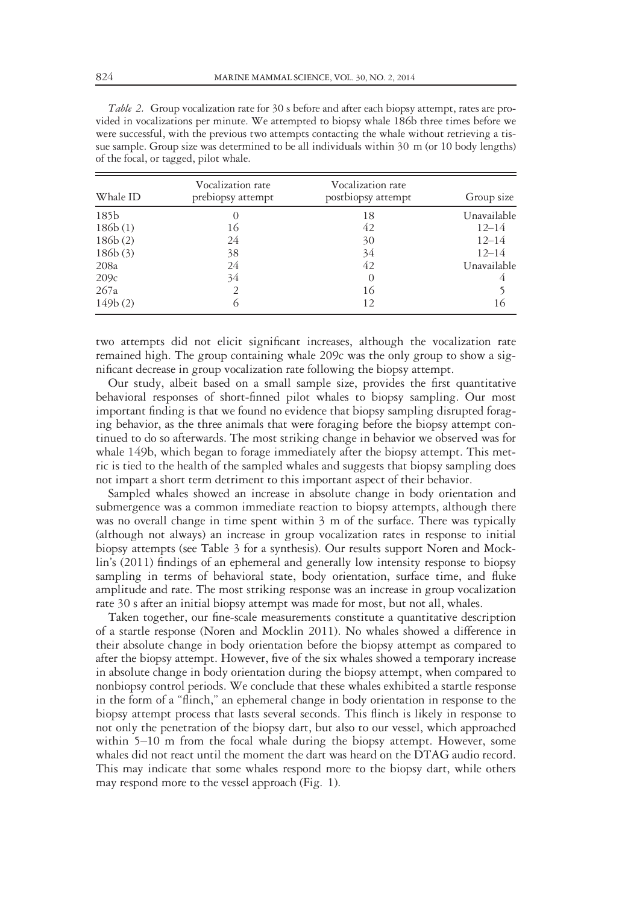*Table 2.* Group vocalization rate for 30 s before and after each biopsy attempt, rates are provided in vocalizations per minute. We attempted to biopsy whale 186b three times before we were successful, with the previous two attempts contacting the whale without retrieving a tissue sample. Group size was determined to be all individuals within 30 m (or 10 body lengths) of the focal, or tagged, pilot whale.

| Whale ID | Vocalization rate prebiopsy attempt | Vocalization rate postbiopsy attempt | Group size |
|---|---|---|---|
| 185b | 0 | 18 | Unavailable |
| 186b (1) | 16 | 42 | 12–14 |
| 186b (2) | 24 | 30 | 12–14 |
| 186b (3) | 38 | 34 | 12–14 |
| 208a | 24 | 42 | Unavailable |
| 209c | 34 | 0 | 4 |
| 267a | 2 | 16 | 5 |
| 149b (2) | 6 | 12 | 16 |

two attempts did not elicit significant increases, although the vocalization rate remained high. The group containing whale 209c was the only group to show a significant decrease in group vocalization rate following the biopsy attempt.

Our study, albeit based on a small sample size, provides the first quantitative behavioral responses of short-finned pilot whales to biopsy sampling. Our most important finding is that we found no evidence that biopsy sampling disrupted foraging behavior, as the three animals that were foraging before the biopsy attempt continued to do so afterwards. The most striking change in behavior we observed was for whale 149b, which began to forage immediately after the biopsy attempt. This metric is tied to the health of the sampled whales and suggests that biopsy sampling does not impart a short term detriment to this important aspect of their behavior.

Sampled whales showed an increase in absolute change in body orientation and submergence was a common immediate reaction to biopsy attempts, although there was no overall change in time spent within 3 m of the surface. There was typically (although not always) an increase in group vocalization rates in response to initial biopsy attempts (see Table 3 for a synthesis). Our results support Noren and Mocklin's (2011) findings of an ephemeral and generally low intensity response to biopsy sampling in terms of behavioral state, body orientation, surface time, and fluke amplitude and rate. The most striking response was an increase in group vocalization rate 30 s after an initial biopsy attempt was made for most, but not all, whales.

Taken together, our fine-scale measurements constitute a quantitative description of a startle response (Noren and Mocklin 2011). No whales showed a difference in their absolute change in body orientation before the biopsy attempt as compared to after the biopsy attempt. However, five of the six whales showed a temporary increase in absolute change in body orientation during the biopsy attempt, when compared to nonbiopsy control periods. We conclude that these whales exhibited a startle response in the form of a "flinch," an ephemeral change in body orientation in response to the biopsy attempt process that lasts several seconds. This flinch is likely in response to not only the penetration of the biopsy dart, but also to our vessel, which approached within 5–10 m from the focal whale during the biopsy attempt. However, some whales did not react until the moment the dart was heard on the DTAG audio record. This may indicate that some whales respond more to the biopsy dart, while others may respond more to the vessel approach (Fig. 1).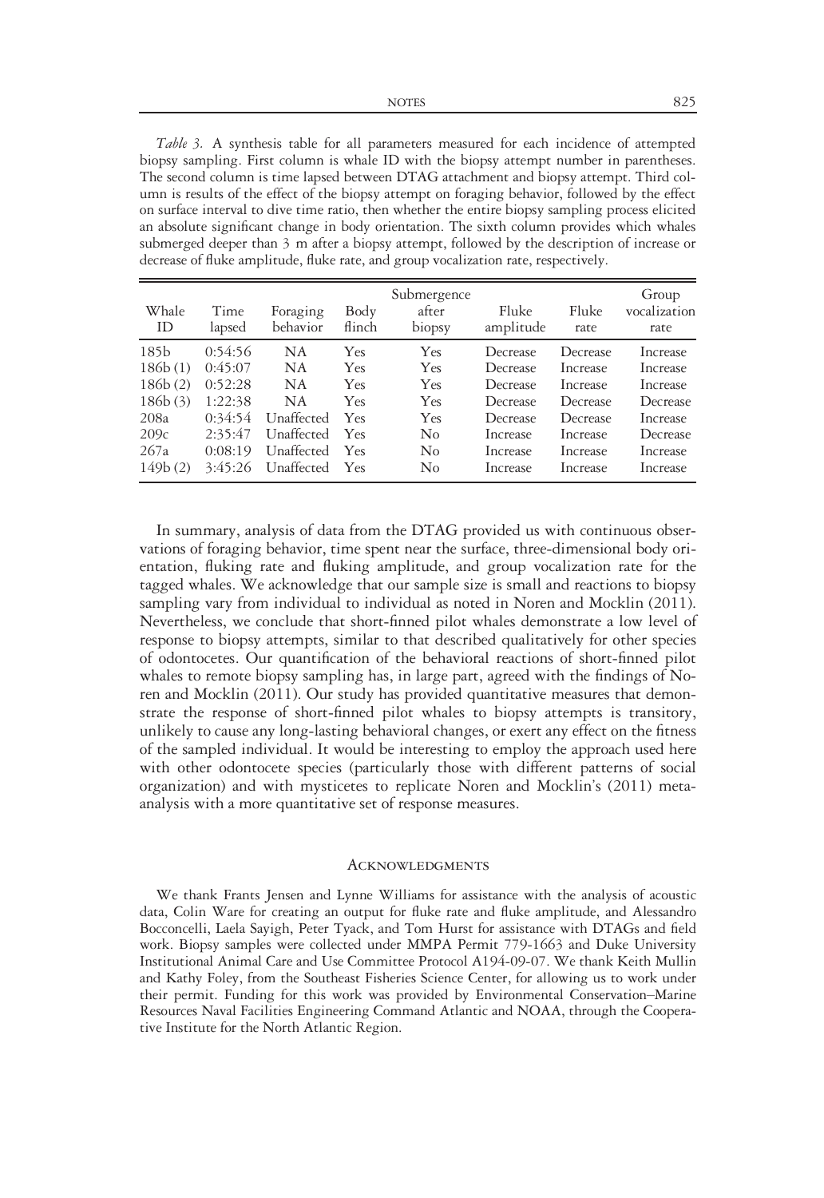*Table 3.* A synthesis table for all parameters measured for each incidence of attempted biopsy sampling. First column is whale ID with the biopsy attempt number in parentheses. The second column is time lapsed between DTAG attachment and biopsy attempt. Third column is results of the effect of the biopsy attempt on foraging behavior, followed by the effect on surface interval to dive time ratio, then whether the entire biopsy sampling process elicited an absolute significant change in body orientation. The sixth column provides which whales submerged deeper than 3 m after a biopsy attempt, followed by the description of increase or decrease of fluke amplitude, fluke rate, and group vocalization rate, respectively.

| Whale ID | Time lapsed | Foraging behavior | Body flinch | Submergence after biopsy | Fluke amplitude | Fluke rate | Group vocalization rate |
|---|---|---|---|---|---|---|---|
| 185b | 0:54:56 | NA | Yes | Yes | Decrease | Decrease | Increase |
| 186b (1) | 0:45:07 | NA | Yes | Yes | Decrease | Increase | Increase |
| 186b (2) | 0:52:28 | NA | Yes | Yes | Decrease | Increase | Increase |
| 186b (3) | 1:22:38 | NA | Yes | Yes | Decrease | Decrease | Decrease |
| 208a | 0:34:54 | Unaffected | Yes | Yes | Decrease | Decrease | Increase |
| 209c | 2:35:47 | Unaffected | Yes | No | Increase | Increase | Decrease |
| 267a | 0:08:19 | Unaffected | Yes | No | Increase | Increase | Increase |
| 149b (2) | 3:45:26 | Unaffected | Yes | No | Increase | Increase | Increase |

In summary, analysis of data from the DTAG provided us with continuous observations of foraging behavior, time spent near the surface, three-dimensional body orientation, fluking rate and fluking amplitude, and group vocalization rate for the tagged whales. We acknowledge that our sample size is small and reactions to biopsy sampling vary from individual to individual as noted in Noren and Mocklin (2011). Nevertheless, we conclude that short-finned pilot whales demonstrate a low level of response to biopsy attempts, similar to that described qualitatively for other species of odontocetes. Our quantification of the behavioral reactions of short-finned pilot whales to remote biopsy sampling has, in large part, agreed with the findings of Noren and Mocklin (2011). Our study has provided quantitative measures that demonstrate the response of short-finned pilot whales to biopsy attempts is transitory, unlikely to cause any long-lasting behavioral changes, or exert any effect on the fitness of the sampled individual. It would be interesting to employ the approach used here with other odontocete species (particularly those with different patterns of social organization) and with mysticetes to replicate Noren and Mocklin's (2011) meta-analysis with a more quantitative set of response measures.

## Acknowledgments

We thank Frants Jensen and Lynne Williams for assistance with the analysis of acoustic data, Colin Ware for creating an output for fluke rate and fluke amplitude, and Alessandro Bocconcelli, Laela Sayigh, Peter Tyack, and Tom Hurst for assistance with DTAGs and field work. Biopsy samples were collected under MMPA Permit 779-1663 and Duke University Institutional Animal Care and Use Committee Protocol A194-09-07. We thank Keith Mullin and Kathy Foley, from the Southeast Fisheries Science Center, for allowing us to work under their permit. Funding for this work was provided by Environmental Conservation–Marine Resources Naval Facilities Engineering Command Atlantic and NOAA, through the Cooperative Institute for the North Atlantic Region.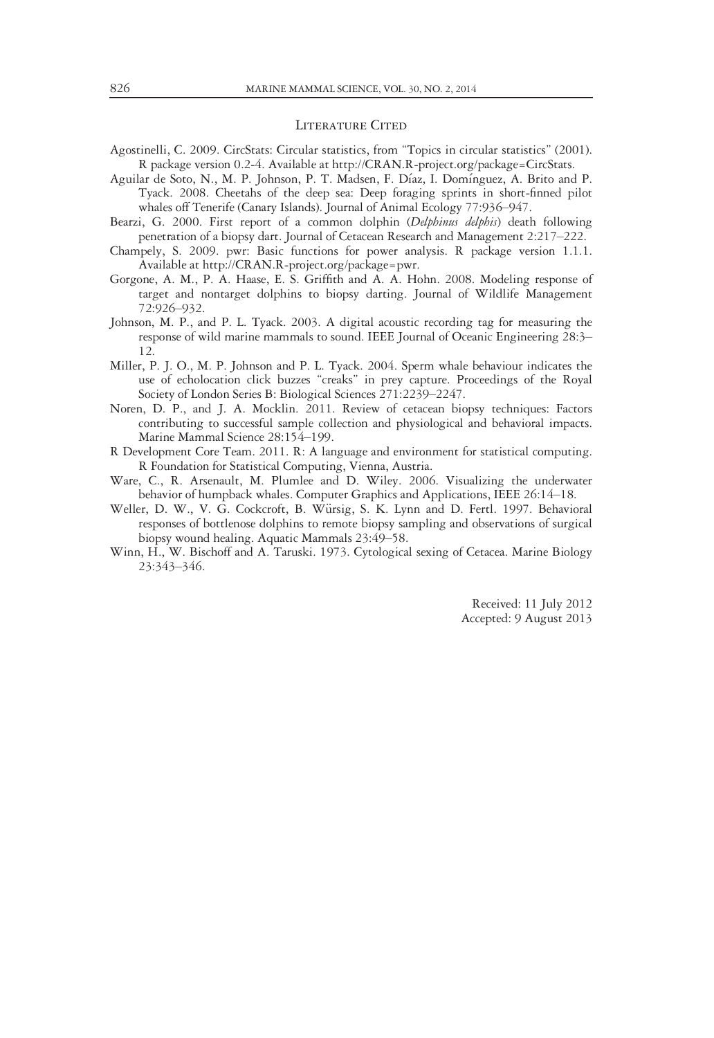## Literature Cited

Agostinelli, C. 2009. CircStats: Circular statistics, from "Topics in circular statistics" (2001). R package version 0.2-4. Available at http://CRAN.R-project.org/package=CircStats.

Aguilar de Soto, N., M. P. Johnson, P. T. Madsen, F. Díaz, I. Domínguez, A. Brito and P. Tyack. 2008. Cheetahs of the deep sea: Deep foraging sprints in short-finned pilot whales off Tenerife (Canary Islands). Journal of Animal Ecology 77:936–947.

Bearzi, G. 2000. First report of a common dolphin (*Delphinus delphis*) death following penetration of a biopsy dart. Journal of Cetacean Research and Management 2:217–222.

Champely, S. 2009. pwr: Basic functions for power analysis. R package version 1.1.1. Available at http://CRAN.R-project.org/package=pwr.

Gorgone, A. M., P. A. Haase, E. S. Griffith and A. A. Hohn. 2008. Modeling response of target and nontarget dolphins to biopsy darting. Journal of Wildlife Management 72:926–932.

Johnson, M. P., and P. L. Tyack. 2003. A digital acoustic recording tag for measuring the response of wild marine mammals to sound. IEEE Journal of Oceanic Engineering 28:3–12.

Miller, P. J. O., M. P. Johnson and P. L. Tyack. 2004. Sperm whale behaviour indicates the use of echolocation click buzzes "creaks" in prey capture. Proceedings of the Royal Society of London Series B: Biological Sciences 271:2239–2247.

Noren, D. P., and J. A. Mocklin. 2011. Review of cetacean biopsy techniques: Factors contributing to successful sample collection and physiological and behavioral impacts. Marine Mammal Science 28:154–199.

R Development Core Team. 2011. R: A language and environment for statistical computing. R Foundation for Statistical Computing, Vienna, Austria.

Ware, C., R. Arsenault, M. Plumlee and D. Wiley. 2006. Visualizing the underwater behavior of humpback whales. Computer Graphics and Applications, IEEE 26:14–18.

Weller, D. W., V. G. Cockcroft, B. Würsig, S. K. Lynn and D. Fertl. 1997. Behavioral responses of bottlenose dolphins to remote biopsy sampling and observations of surgical biopsy wound healing. Aquatic Mammals 23:49–58.

Winn, H., W. Bischoff and A. Taruski. 1973. Cytological sexing of Cetacea. Marine Biology 23:343–346.

Received: 11 July 2012
Accepted: 9 August 2013